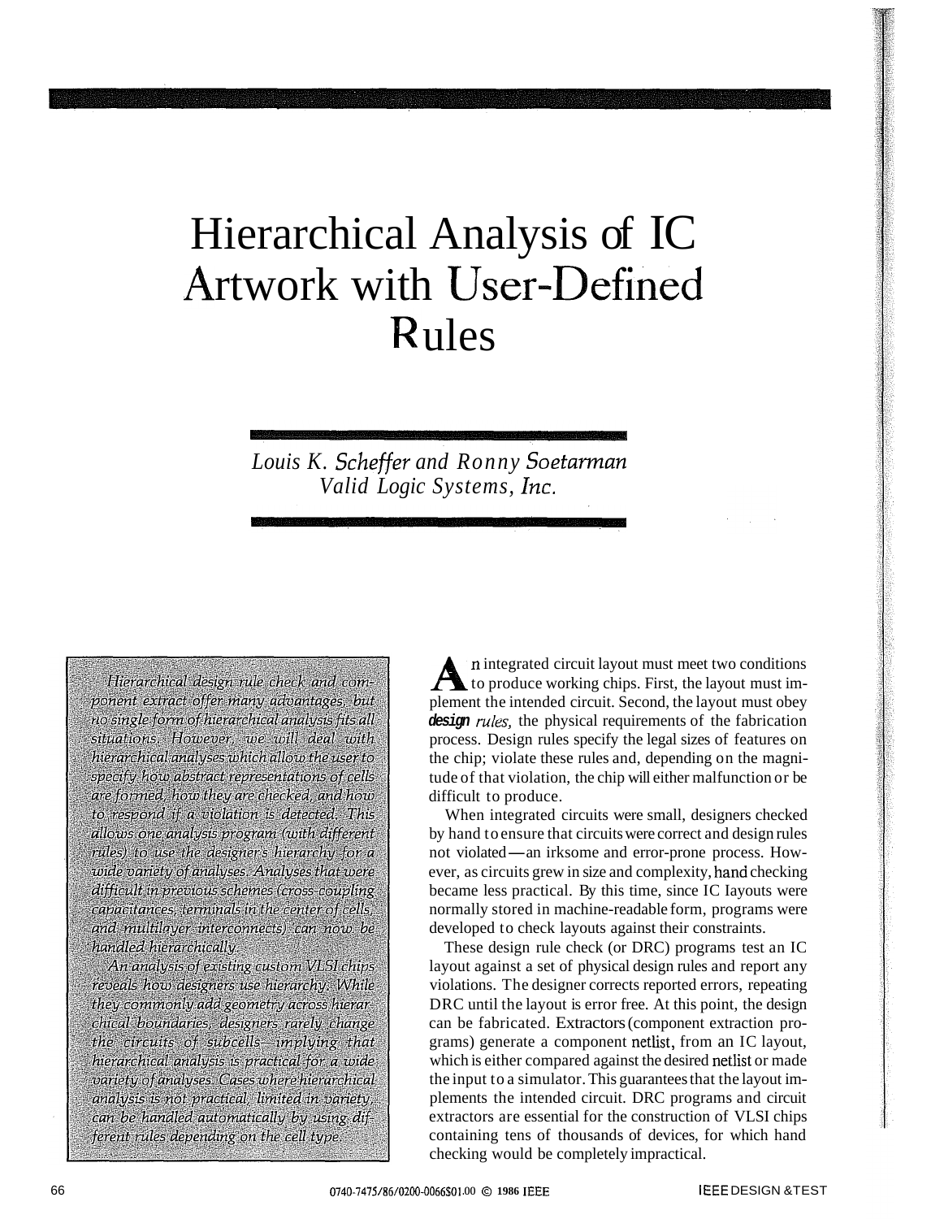# Hierarchical Analysis of IC Artwork with User-Defined Rules

*Louis K. Scheffer and Ronny Soetarman*
*Valid Logic Systems, Inc.*

*Hierarchical design rule check and component extract offer many advantages, but no single form of hierarchical analysis fits all situations. However, we will deal with hierarchical analyses which allow the user to specify how abstract representations of cells are formed, how they are checked, and how to respond if a violation is detected. This allows one analysis program (with different rules) to use the designer's hierarchy for a wide variety of analyses. Analyses that were difficult in previous schemes (cross-coupling capacitances, terminals in the center of cells, and multilayer interconnects) can now be handled hierarchically.*

*An analysis of existing custom VLSI chips reveals how designers use hierarchy. While they commonly add geometry across hierarchical boundaries, designers rarely change the circuits of subcells—implying that hierarchical analysis is practical for a wide variety of analyses. Cases where hierarchical analysis is not practical, limited in variety, can be handled automatically by using different rules depending on the cell type.*

An integrated circuit layout must meet two conditions to produce working chips. First, the layout must implement the intended circuit. Second, the layout must obey **design** *rules,* the physical requirements of the fabrication process. Design rules specify the legal sizes of features on the chip; violate these rules and, depending on the magnitude of that violation, the chip will either malfunction or be difficult to produce.

When integrated circuits were small, designers checked by hand to ensure that circuits were correct and design rules not violated—an irksome and error-prone process. However, as circuits grew in size and complexity, hand checking became less practical. By this time, since IC layouts were normally stored in machine-readable form, programs were developed to check layouts against their constraints.

These design rule check (or DRC) programs test an IC layout against a set of physical design rules and report any violations. The designer corrects reported errors, repeating DRC until the layout is error free. At this point, the design can be fabricated. Extractors (component extraction programs) generate a component netlist, from an IC layout, which is either compared against the desired netlist or made the input to a simulator. This guarantees that the layout implements the intended circuit. DRC programs and circuit extractors are essential for the construction of VLSI chips containing tens of thousands of devices, for which hand checking would be completely impractical.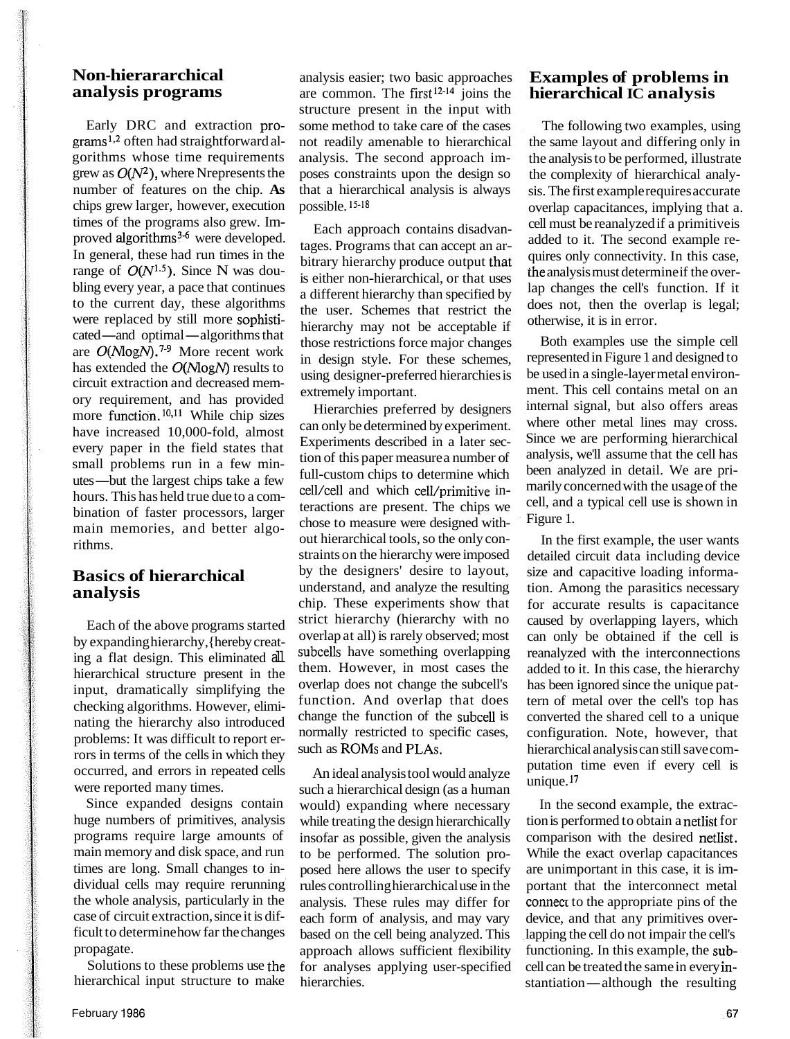## Non-hierararchical analysis programs

Early DRC and extraction programs[1,2] often had straightforward algorithms whose time requirements grew as $O(N^2)$, where Nrepresents the number of features on the chip. As chips grew larger, however, execution times of the programs also grew. Improved algorithms[3-6] were developed. In general, these had run times in the range of $O(N^{1.5})$. Since N was doubling every year, a pace that continues to the current day, these algorithms were replaced by still more sophisticated—and optimal—algorithms that are $O(N \log N)$.[7-9] More recent work has extended the $O(N \log N)$ results to circuit extraction and decreased memory requirement, and has provided more function.[10,11] While chip sizes have increased 10,000-fold, almost every paper in the field states that small problems run in a few minutes—but the largest chips take a few hours. This has held true due to a combination of faster processors, larger main memories, and better algorithms.

## Basics of hierarchical analysis

Each of the above programs started by expanding hierarchy, {hereby creating a flat design. This eliminated all hierarchical structure present in the input, dramatically simplifying the checking algorithms. However, eliminating the hierarchy also introduced problems: It was difficult to report errors in terms of the cells in which they occurred, and errors in repeated cells were reported many times.

Since expanded designs contain huge numbers of primitives, analysis programs require large amounts of main memory and disk space, and run times are long. Small changes to individual cells may require rerunning the whole analysis, particularly in the case of circuit extraction, since it is difficult to determine how far the changes propagate.

Solutions to these problems use the hierarchical input structure to make analysis easier; two basic approaches are common. The first[12-14] joins the structure present in the input with some method to take care of the cases not readily amenable to hierarchical analysis. The second approach imposes constraints upon the design so that a hierarchical analysis is always possible.[15-18]

Each approach contains disadvantages. Programs that can accept an arbitrary hierarchy produce output that is either non-hierarchical, or that uses a different hierarchy than specified by the user. Schemes that restrict the hierarchy may not be acceptable if those restrictions force major changes in design style. For these schemes, using designer-preferred hierarchies is extremely important.

Hierarchies preferred by designers can only be determined by experiment. Experiments described in a later section of this paper measure a number of full-custom chips to determine which cell/cell and which cell/primitive interactions are present. The chips we chose to measure were designed without hierarchical tools, so the only constraints on the hierarchy were imposed by the designers' desire to layout, understand, and analyze the resulting chip. These experiments show that strict hierarchy (hierarchy with no overlap at all) is rarely observed; most subcells have something overlapping them. However, in most cases the overlap does not change the subcell's function. And overlap that does change the function of the subcell is normally restricted to specific cases, such as ROMs and PLAs.

An ideal analysis tool would analyze such a hierarchical design (as a human would) expanding where necessary while treating the design hierarchically insofar as possible, given the analysis to be performed. The solution proposed here allows the user to specify rules controlling hierarchical use in the analysis. These rules may differ for each form of analysis, and may vary based on the cell being analyzed. This approach allows sufficient flexibility for analyses applying user-specified hierarchies.

## Examples of problems in hierarchical IC analysis

The following two examples, using the same layout and differing only in the analysis to be performed, illustrate the complexity of hierarchical analysis. The first example requires accurate overlap capacitances, implying that a cell must be reanalyzed if a primitive is added to it. The second example requires only connectivity. In this case, the analysis must determine if the overlap changes the cell's function. If it does not, then the overlap is legal; otherwise, it is in error.

Both examples use the simple cell represented in Figure 1 and designed to be used in a single-layer metal environment. This cell contains metal on an internal signal, but also offers areas where other metal lines may cross. Since we are performing hierarchical analysis, we'll assume that the cell has been analyzed in detail. We are primarily concerned with the usage of the cell, and a typical cell use is shown in Figure 1.

In the first example, the user wants detailed circuit data including device size and capacitive loading information. Among the parasitics necessary for accurate results is capacitance caused by overlapping layers, which can only be obtained if the cell is reanalyzed with the interconnections added to it. In this case, the hierarchy has been ignored since the unique pattern of metal over the cell's top has converted the shared cell to a unique configuration. Note, however, that hierarchical analysis can still save computation time even if every cell is unique.[17]

In the second example, the extraction is performed to obtain a netlist for comparison with the desired netlist. While the exact overlap capacitances are unimportant in this case, it is important that the interconnect metal connect to the appropriate pins of the device, and that any primitives overlapping the cell do not impair the cell's functioning. In this example, the subcell can be treated the same in every instantiation—although the resulting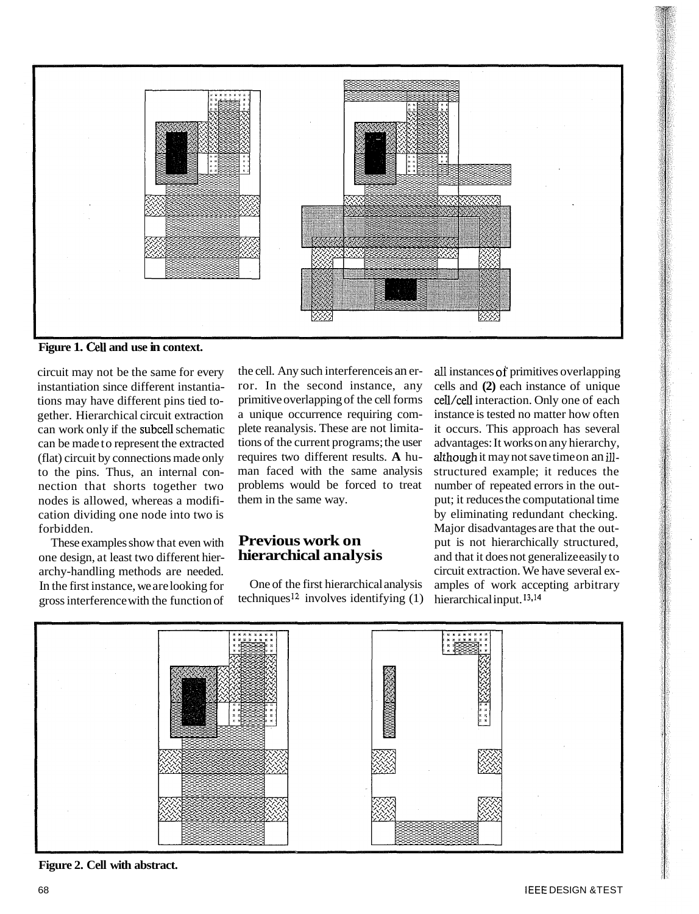Figure 1. Cell and use in context.

circuit may not be the same for every instantiation since different instantiations may have different pins tied together. Hierarchical circuit extraction can work only if the subcell schematic can be made to represent the extracted (flat) circuit by connections made only to the pins. Thus, an internal connection that shorts together two nodes is allowed, whereas a modification dividing one node into two is forbidden.

These examples show that even with one design, at least two different hierarchy-handling methods are needed. In the first instance, we are looking for gross interference with the function of the cell. Any such interference is an error. In the second instance, any primitive overlapping of the cell forms a unique occurrence requiring complete reanalysis. These are not limitations of the current programs; the user requires two different results. A human faced with the same analysis problems would be forced to treat them in the same way.

## Previous work on hierarchical analysis

One of the first hierarchical analysis techniques[12] involves identifying (1) all instances of primitives overlapping cells and (2) each instance of unique cell/cell interaction. Only one of each instance is tested no matter how often it occurs. This approach has several advantages: It works on any hierarchy, although it may not save time on an ill-structured example; it reduces the number of repeated errors in the output; it reduces the computational time by eliminating redundant checking. Major disadvantages are that the output is not hierarchically structured, and that it does not generalize easily to circuit extraction. We have several examples of work accepting arbitrary hierarchical input.[13,14]

Figure 2. Cell with abstract.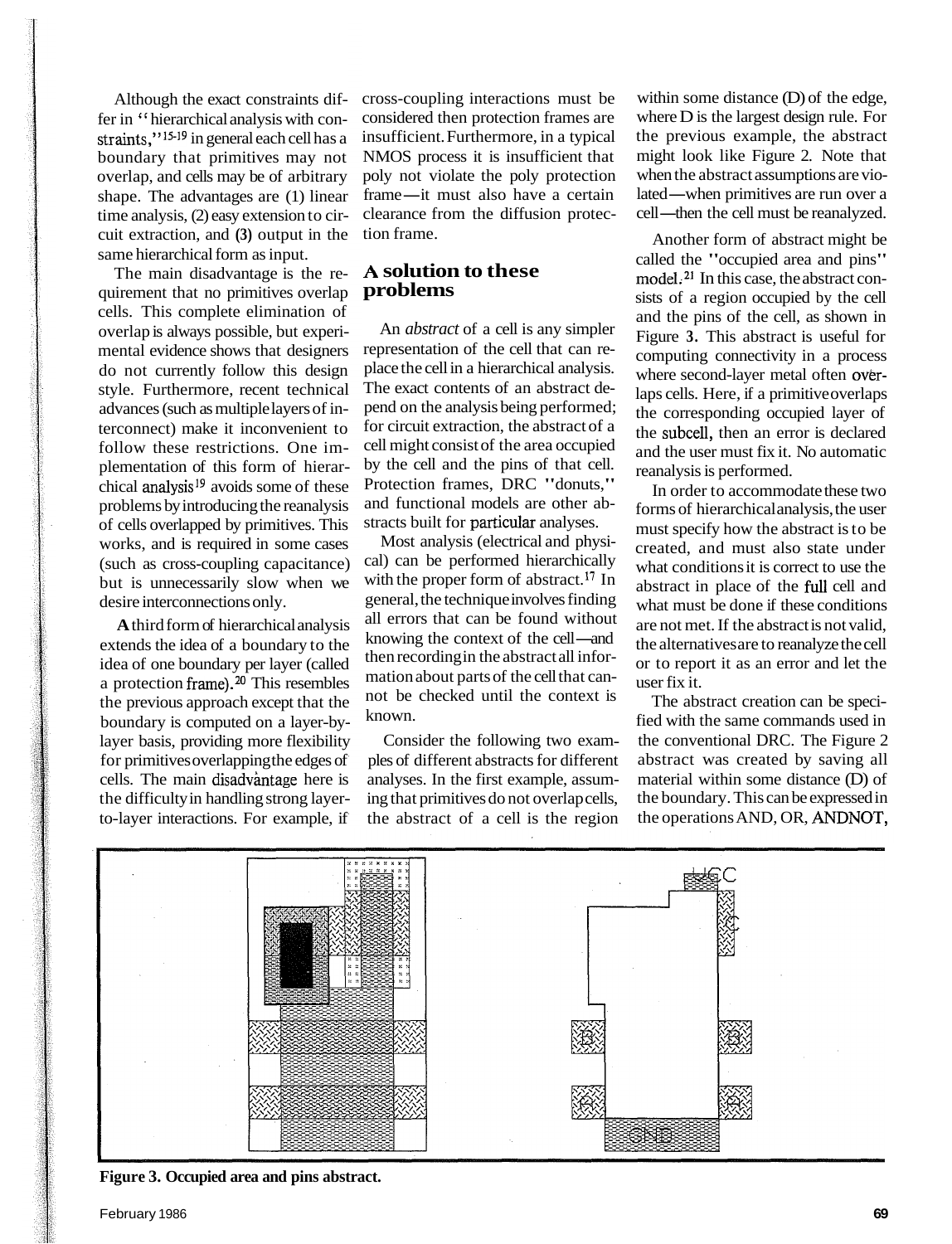Although the exact constraints differ in "hierarchical analysis with constraints,"[15-19] in general each cell has a boundary that primitives may not overlap, and cells may be of arbitrary shape. The advantages are (1) linear time analysis, (2) easy extension to circuit extraction, and (3) output in the same hierarchical form as input.

The main disadvantage is the requirement that no primitives overlap cells. This complete elimination of overlap is always possible, but experimental evidence shows that designers do not currently follow this design style. Furthermore, recent technical advances (such as multiple layers of interconnect) make it inconvenient to follow these restrictions. One implementation of this form of hierarchical analysis[19] avoids some of these problems by introducing the reanalysis of cells overlapped by primitives. This works, and is required in some cases (such as cross-coupling capacitance) but is unnecessarily slow when we desire interconnections only.

A third form of hierarchical analysis extends the idea of a boundary to the idea of one boundary per layer (called a protection frame).[20] This resembles the previous approach except that the boundary is computed on a layer-by-layer basis, providing more flexibility for primitives overlapping the edges of cells. The main disadvantage here is the difficulty in handling strong layer-to-layer interactions. For example, if cross-coupling interactions must be considered then protection frames are insufficient. Furthermore, in a typical NMOS process it is insufficient that poly not violate the poly protection frame—it must also have a certain clearance from the diffusion protection frame.

## A solution to these problems

An *abstract* of a cell is any simpler representation of the cell that can replace the cell in a hierarchical analysis. The exact contents of an abstract depend on the analysis being performed; for circuit extraction, the abstract of a cell might consist of the area occupied by the cell and the pins of that cell. Protection frames, DRC "donuts," and functional models are other abstracts built for particular analyses.

Most analysis (electrical and physical) can be performed hierarchically with the proper form of abstract.[17] In general, the technique involves finding all errors that can be found without knowing the context of the cell—and then recording in the abstract all information about parts of the cell that cannot be checked until the context is known.

Consider the following two examples of different abstracts for different analyses. In the first example, assuming that primitives do not overlap cells, the abstract of a cell is the region within some distance (D) of the edge, where D is the largest design rule. For the previous example, the abstract might look like Figure 2. Note that when the abstract assumptions are violated—when primitives are run over a cell—then the cell must be reanalyzed.

Another form of abstract might be called the "occupied area and pins" model.[21] In this case, the abstract consists of a region occupied by the cell and the pins of the cell, as shown in Figure 3. This abstract is useful for computing connectivity in a process where second-layer metal often overlaps cells. Here, if a primitive overlaps the corresponding occupied layer of the subcell, then an error is declared and the user must fix it. No automatic reanalysis is performed.

In order to accommodate these two forms of hierarchical analysis, the user must specify how the abstract is to be created, and must also state under what conditions it is correct to use the abstract in place of the full cell and what must be done if these conditions are not met. If the abstract is not valid, the alternatives are to reanalyze the cell or to report it as an error and let the user fix it.

The abstract creation can be specified with the same commands used in the conventional DRC. The Figure 2 abstract was created by saving all material within some distance (D) of the boundary. This can be expressed in the operations AND, OR, ANDNOT,

**Figure 3. Occupied area and pins abstract.**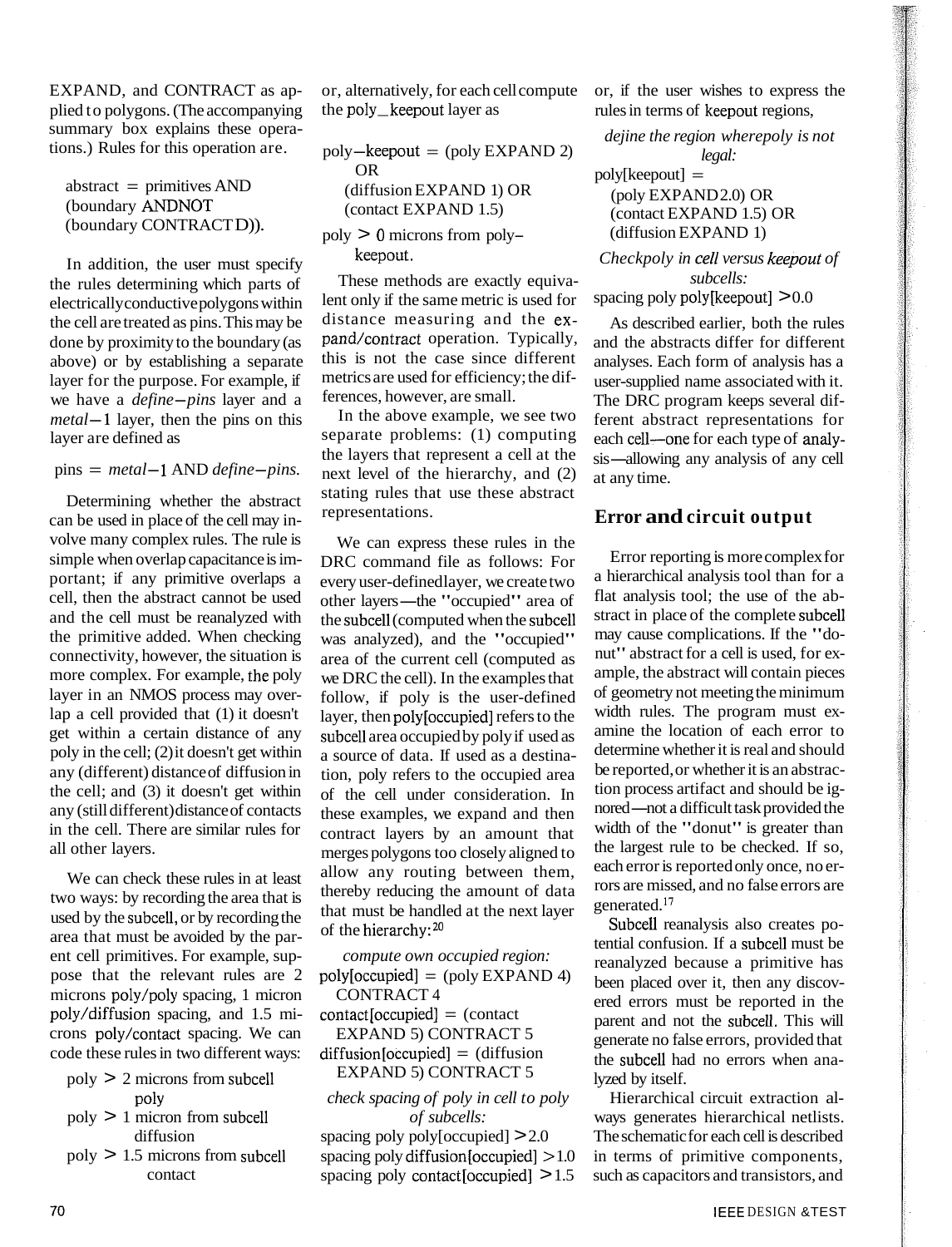EXPAND, and CONTRACT as applied to polygons. (The accompanying summary box explains these operations.) Rules for this operation are.

abstract = primitives AND (boundary ANDNOT (boundary CONTRACT D)).

In addition, the user must specify the rules determining which parts of electrically conductive polygons within the cell are treated as pins. This may be done by proximity to the boundary (as above) or by establishing a separate layer for the purpose. For example, if we have a *define–pins* layer and a *metal–1* layer, then the pins on this layer are defined as

pins = *metal–1* AND *define–pins.*

Determining whether the abstract can be used in place of the cell may involve many complex rules. The rule is simple when overlap capacitance is important; if any primitive overlaps a cell, then the abstract cannot be used and the cell must be reanalyzed with the primitive added. When checking connectivity, however, the situation is more complex. For example, the poly layer in an NMOS process may overlap a cell provided that (1) it doesn't get within a certain distance of any poly in the cell; (2) it doesn't get within any (different) distance of diffusion in the cell; and (3) it doesn't get within any (still different) distance of contacts in the cell. There are similar rules for all other layers.

We can check these rules in at least two ways: by recording the area that is used by the subcell, or by recording the area that must be avoided by the parent cell primitives. For example, suppose that the relevant rules are 2 microns poly/poly spacing, 1 micron poly/diffusion spacing, and 1.5 microns poly/contact spacing. We can code these rules in two different ways:

poly > 2 microns from subcell poly
poly > 1 micron from subcell diffusion
poly > 1.5 microns from subcell contact

or, alternatively, for each cell compute the poly_keepout layer as

poly–keepout = (poly EXPAND 2) OR (diffusion EXPAND 1) OR (contact EXPAND 1.5)

poly > 0 microns from poly–keepout.

These methods are exactly equivalent only if the same metric is used for distance measuring and the expand/contract operation. Typically, this is not the case since different metrics are used for efficiency; the differences, however, are small.

In the above example, we see two separate problems: (1) computing the layers that represent a cell at the next level of the hierarchy, and (2) stating rules that use these abstract representations.

We can express these rules in the DRC command file as follows: For every user-defined layer, we create two other layers—the "occupied" area of the subcell (computed when the subcell was analyzed), and the "occupied" area of the current cell (computed as we DRC the cell). In the examples that follow, if poly is the user-defined layer, then poly[occupied] refers to the subcell area occupied by poly if used as a source of data. If used as a destination, poly refers to the occupied area of the cell under consideration. In these examples, we expand and then contract layers by an amount that merges polygons too closely aligned to allow any routing between them, thereby reducing the amount of data that must be handled at the next layer of the hierarchy:[20]

*compute own occupied region:*
poly[occupied] = (poly EXPAND 4) CONTRACT 4
contact[occupied] = (contact EXPAND 5) CONTRACT 5
diffusion[occupied] = (diffusion EXPAND 5) CONTRACT 5

*check spacing of poly in cell to poly of subcells:*
spacing poly poly[occupied] > 2.0
spacing poly diffusion[occupied] > 1.0
spacing poly contact[occupied] > 1.5

or, if the user wishes to express the rules in terms of keepout regions,

*define the region where poly is not legal:*
poly[keepout] =
(poly EXPAND 2.0) OR
(contact EXPAND 1.5) OR
(diffusion EXPAND 1)

*Check poly in cell versus keepout of subcells:*
spacing poly poly[keepout] > 0.0

As described earlier, both the rules and the abstracts differ for different analyses. Each form of analysis has a user-supplied name associated with it. The DRC program keeps several different abstract representations for each cell—one for each type of analysis—allowing any analysis of any cell at any time.

## Error and circuit output

Error reporting is more complex for a hierarchical analysis tool than for a flat analysis tool; the use of the abstract in place of the complete subcell may cause complications. If the "donut" abstract for a cell is used, for example, the abstract will contain pieces of geometry not meeting the minimum width rules. The program must examine the location of each error to determine whether it is real and should be reported, or whether it is an abstraction process artifact and should be ignored—not a difficult task provided the width of the "donut" is greater than the largest rule to be checked. If so, each error is reported only once, no errors are missed, and no false errors are generated.[17]

Subcell reanalysis also creates potential confusion. If a subcell must be reanalyzed because a primitive has been placed over it, then any discovered errors must be reported in the parent and not the subcell. This will generate no false errors, provided that the subcell had no errors when analyzed by itself.

Hierarchical circuit extraction always generates hierarchical netlists. The schematic for each cell is described in terms of primitive components, such as capacitors and transistors, and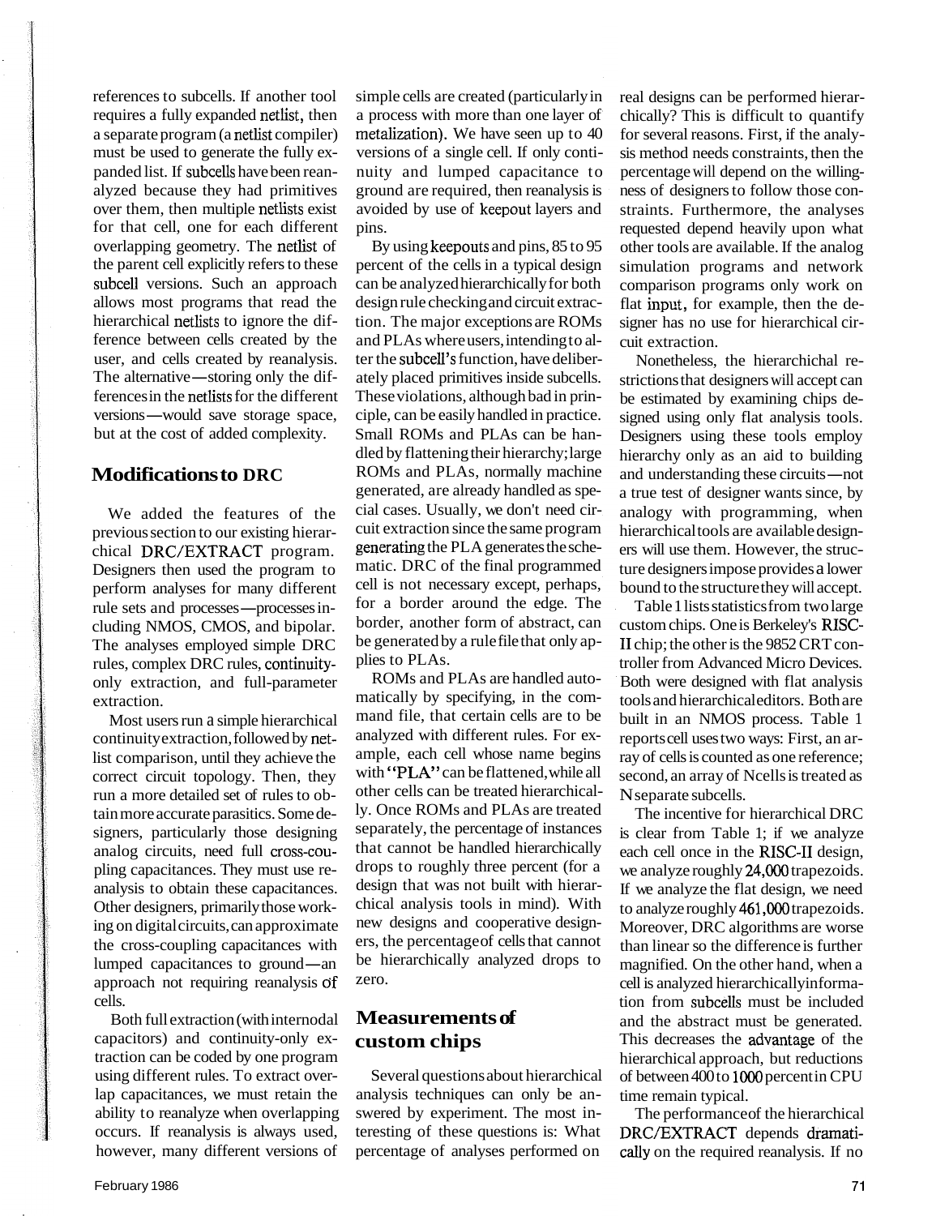references to subcells. If another tool requires a fully expanded netlist, then a separate program (a netlist compiler) must be used to generate the fully expanded list. If subcells have been reanalyzed because they had primitives over them, then multiple netlists exist for that cell, one for each different overlapping geometry. The netlist of the parent cell explicitly refers to these subcell versions. Such an approach allows most programs that read the hierarchical netlists to ignore the difference between cells created by the user, and cells created by reanalysis. The alternative—storing only the differences in the netlists for the different versions—would save storage space, but at the cost of added complexity.

## Modifications to DRC

We added the features of the previous section to our existing hierarchical DRC/EXTRACT program. Designers then used the program to perform analyses for many different rule sets and processes—processes including NMOS, CMOS, and bipolar. The analyses employed simple DRC rules, complex DRC rules, continuity-only extraction, and full-parameter extraction.

Most users run a simple hierarchical continuity extraction, followed by netlist comparison, until they achieve the correct circuit topology. Then, they run a more detailed set of rules to obtain more accurate parasitics. Some designers, particularly those designing analog circuits, need full cross-coupling capacitances. They must use reanalysis to obtain these capacitances. Other designers, primarily those working on digital circuits, can approximate the cross-coupling capacitances with lumped capacitances to ground—an approach not requiring reanalysis of cells.

Both full extraction (with internodal capacitors) and continuity-only extraction can be coded by one program using different rules. To extract overlap capacitances, we must retain the ability to reanalyze when overlapping occurs. If reanalysis is always used, however, many different versions of simple cells are created (particularly in a process with more than one layer of metalization). We have seen up to 40 versions of a single cell. If only continuity and lumped capacitance to ground are required, then reanalysis is avoided by use of keepout layers and pins.

By using keepouts and pins, 85 to 95 percent of the cells in a typical design can be analyzed hierarchically for both design rule checking and circuit extraction. The major exceptions are ROMs and PLAs where users, intending to alter the subcell's function, have deliberately placed primitives inside subcells. These violations, although bad in principle, can be easily handled in practice. Small ROMs and PLAs can be handled by flattening their hierarchy; large ROMs and PLAs, normally machine generated, are already handled as special cases. Usually, we don't need circuit extraction since the same program generating the PLA generates the schematic. DRC of the final programmed cell is not necessary except, perhaps, for a border around the edge. The border, another form of abstract, can be generated by a rule file that only applies to PLAs.

ROMs and PLAs are handled automatically by specifying, in the command file, that certain cells are to be analyzed with different rules. For example, each cell whose name begins with "PLA" can be flattened, while all other cells can be treated hierarchically. Once ROMs and PLAs are treated separately, the percentage of instances that cannot be handled hierarchically drops to roughly three percent (for a design that was not built with hierarchical analysis tools in mind). With new designs and cooperative designers, the percentage of cells that cannot be hierarchically analyzed drops to zero.

## Measurements of custom chips

Several questions about hierarchical analysis techniques can only be answered by experiment. The most interesting of these questions is: What percentage of analyses performed on real designs can be performed hierarchically? This is difficult to quantify for several reasons. First, if the analysis method needs constraints, then the percentage will depend on the willingness of designers to follow those constraints. Furthermore, the analyses requested depend heavily upon what other tools are available. If the analog simulation programs and network comparison programs only work on flat input, for example, then the designer has no use for hierarchical circuit extraction.

Nonetheless, the hierarchichal restrictions that designers will accept can be estimated by examining chips designed using only flat analysis tools. Designers using these tools employ hierarchy only as an aid to building and understanding these circuits—not a true test of designer wants since, by analogy with programming, when hierarchical tools are available designers will use them. However, the structure designers impose provides a lower bound to the structure they will accept.

Table 1 lists statistics from two large custom chips. One is Berkeley's RISC-II chip; the other is the 9852 CRT controller from Advanced Micro Devices. Both were designed with flat analysis tools and hierarchical editors. Both are built in an NMOS process. Table 1 reports cell uses two ways: First, an array of cells is counted as one reference; second, an array of N cells is treated as N separate subcells.

The incentive for hierarchical DRC is clear from Table 1; if we analyze each cell once in the RISC-II design, we analyze roughly 24,000 trapezoids. If we analyze the flat design, we need to analyze roughly 461,000 trapezoids. Moreover, DRC algorithms are worse than linear so the difference is further magnified. On the other hand, when a cell is analyzed hierarchically information from subcells must be included and the abstract must be generated. This decreases the advantage of the hierarchical approach, but reductions of between 400 to 1000 percent in CPU time remain typical.

The performance of the hierarchical DRC/EXTRACT depends dramatically on the required reanalysis. If no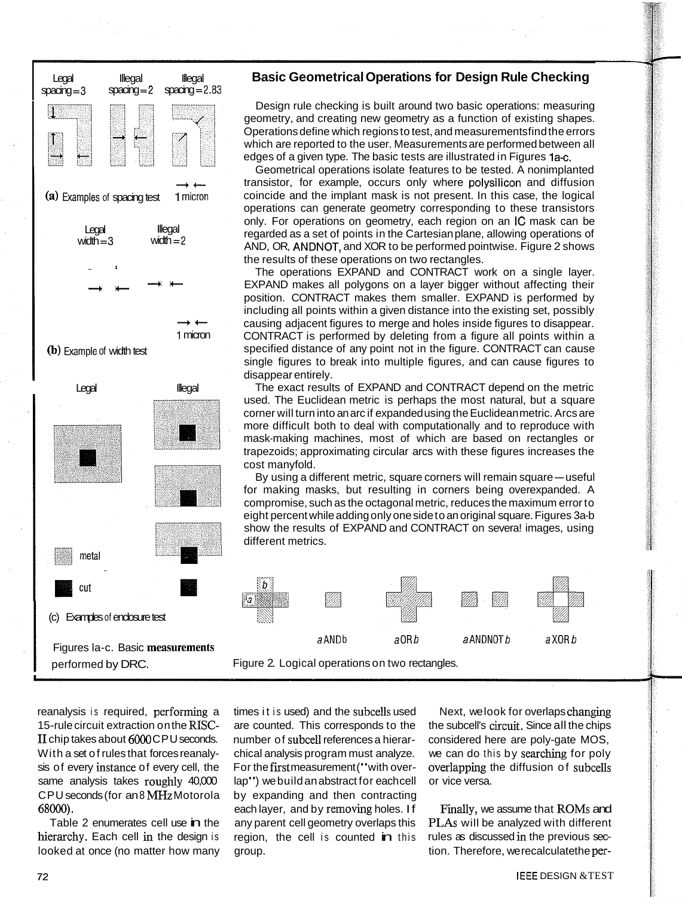Legal spacing = 3

Illegal spacing = 2

Illegal spacing = 2.83

1 micron

(a) Examples of spacing test

Legal width = 3

Illegal width = 2

1 micron

(b) Example of width test

Legal

Illegal

metal

cut

(c) Examples of enclosure test

Figures 1a-c. Basic **measurements** performed by DRC.

## Basic Geometrical Operations for Design Rule Checking

Design rule checking is built around two basic operations: measuring geometry, and creating new geometry as a function of existing shapes. Operations define which regions to test, and measurements find the errors which are reported to the user. Measurements are performed between all edges of a given type. The basic tests are illustrated in Figures 1a-c.

Geometrical operations isolate features to be tested. A nonimplanted transistor, for example, occurs only where polysilicon and diffusion coincide and the implant mask is not present. In this case, the logical operations can generate geometry corresponding to these transistors only. For operations on geometry, each region on an IC mask can be regarded as a set of points in the Cartesian plane, allowing operations of AND, OR, ANDNOT, and XOR to be performed pointwise. Figure 2 shows the results of these operations on two rectangles.

The operations EXPAND and CONTRACT work on a single layer. EXPAND makes all polygons on a layer bigger without affecting their position. CONTRACT makes them smaller. EXPAND is performed by including all points within a given distance into the existing set, possibly causing adjacent figures to merge and holes inside figures to disappear. CONTRACT is performed by deleting from a figure all points within a specified distance of any point not in the figure. CONTRACT can cause single figures to break into multiple figures, and can cause figures to disappear entirely.

The exact results of EXPAND and CONTRACT depend on the metric used. The Euclidean metric is perhaps the most natural, but a square corner will turn into an arc if expanded using the Euclidean metric. Arcs are more difficult both to deal with computationally and to reproduce with mask-making machines, most of which are based on rectangles or trapezoids; approximating circular arcs with these figures increases the cost manyfold.

By using a different metric, square corners will remain square—useful for making masks, but resulting in corners being overexpanded. A compromise, such as the octagonal metric, reduces the maximum error to eight percent while adding only one side to an original square. Figures 3a-b show the results of EXPAND and CONTRACT on several images, using different metrics.

b

a

a AND b

a OR b

a ANDNOT b

a XOR b

Figure 2. Logical operations on two rectangles.

reanalysis is required, performing a 15-rule circuit extraction on the RISC-II chip takes about 6000 CPU seconds. With a set of rules that forces reanalysis of every instance of every cell, the same analysis takes roughly 40,000 CPU seconds (for an 8 MHz Motorola 68000).

Table 2 enumerates cell use in the hierarchy. Each cell in the design is looked at once (no matter how many times it is used) and the subcells used are counted. This corresponds to the number of subcell references a hierarchical analysis program must analyze. For the first measurement ("with overlap") we build an abstract for each cell by expanding and then contracting each layer, and by removing holes. If any parent cell geometry overlaps this region, the cell is counted in this group.

Next, we look for overlaps changing the subcell's circuit. Since all the chips considered here are poly-gate MOS, we can do this by searching for poly overlapping the diffusion of subcells or vice versa.

Finally, we assume that ROMs and PLAs will be analyzed with different rules as discussed in the previous section. Therefore, we recalculate the per-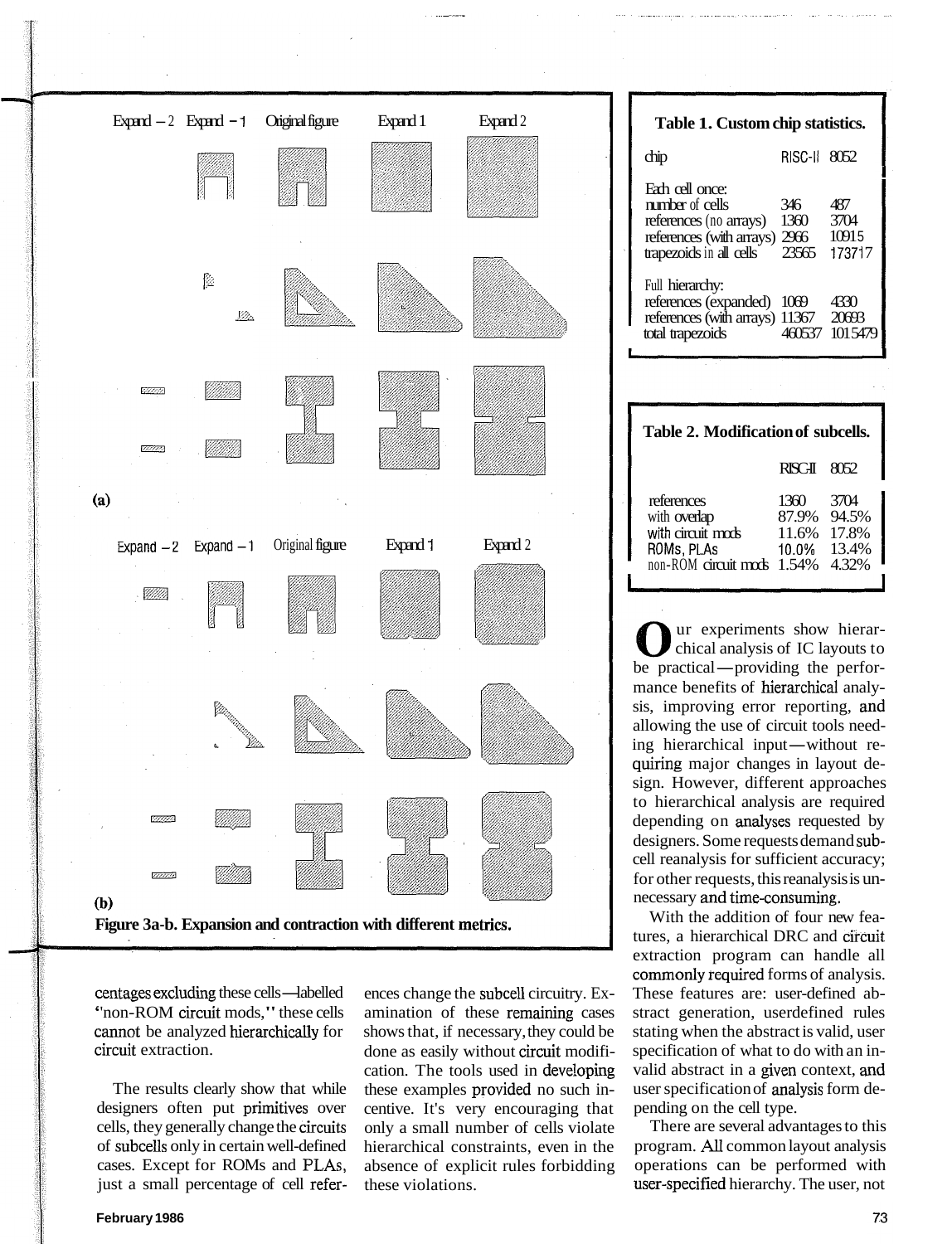Expand −2 Expand −1 Original figure Expand 1 Expand 2

(a)

Expand −2 Expand −1 Original figure Expand 1 Expand 2

(b)

**Figure 3a-b. Expansion and contraction with different metrics.**

**Table 1. Custom chip statistics.**

| chip | RISC-II | 8052 |
|---|---|---|
| Each cell once: | | |
| number of cells | 346 | 487 |
| references (no arrays) | 1360 | 3704 |
| references (with arrays) | 2966 | 10915 |
| trapezoids in all cells | 23565 | 173717 |
| Full hierarchy: | | |
| references (expanded) | 1069 | 4330 |
| references (with arrays) | 11367 | 20693 |
| total trapezoids | 460537 | 1015479 |

**Table 2. Modification of subcells.**

| | RISC-II | 8052 |
|---|---|---|
| references | 1360 | 3704 |
| with overlap | 87.9% | 94.5% |
| with circuit mods | 11.6% | 17.8% |
| ROMs, PLAs | 10.0% | 13.4% |
| non-ROM circuit mods | 1.54% | 4.32% |

centages excluding these cells—labelled "non-ROM circuit mods," these cells cannot be analyzed hierarchically for circuit extraction.

The results clearly show that while designers often put primitives over cells, they generally change the circuits of subcells only in certain well-defined cases. Except for ROMs and PLAs, just a small percentage of cell references change the subcell circuitry. Examination of these remaining cases shows that, if necessary, they could be done as easily without circuit modification. The tools used in developing these examples provided no such incentive. It's very encouraging that only a small number of cells violate hierarchical constraints, even in the absence of explicit rules forbidding these violations.

Our experiments show hierarchical analysis of IC layouts to be practical—providing the performance benefits of hierarchical analysis, improving error reporting, and allowing the use of circuit tools needing hierarchical input—without requiring major changes in layout design. However, different approaches to hierarchical analysis are required depending on analyses requested by designers. Some requests demand subcell reanalysis for sufficient accuracy; for other requests, this reanalysis is unnecessary and time-consuming.

With the addition of four new features, a hierarchical DRC and circuit extraction program can handle all commonly required forms of analysis. These features are: user-defined abstract generation, userdefined rules stating when the abstract is valid, user specification of what to do with an invalid abstract in a given context, and user specification of analysis form depending on the cell type.

There are several advantages to this program. All common layout analysis operations can be performed with user-specified hierarchy. The user, not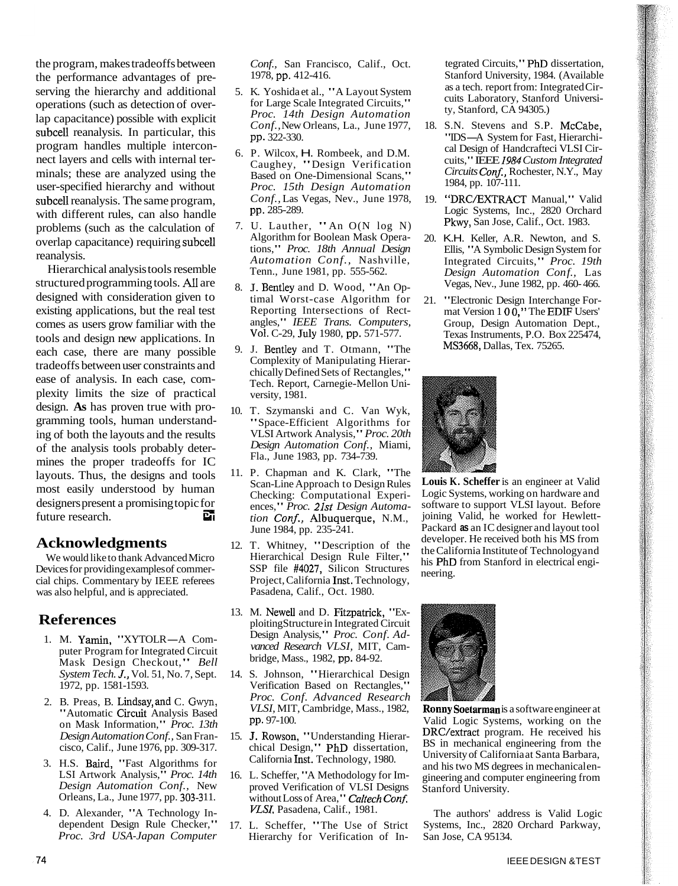the program, makes tradeoffs between the performance advantages of preserving the hierarchy and additional operations (such as detection of overlap capacitance) possible with explicit subcell reanalysis. In particular, this program handles multiple interconnect layers and cells with internal terminals; these are analyzed using the user-specified hierarchy and without subcell reanalysis. The same program, with different rules, can also handle problems (such as the calculation of overlap capacitance) requiring subcell reanalysis.

Hierarchical analysis tools resemble structured programming tools. All are designed with consideration given to existing applications, but the real test comes as users grow familiar with the tools and design new applications. In each case, there are many possible tradeoffs between user constraints and ease of analysis. In each case, complexity limits the size of practical design. As has proven true with programming tools, human understanding of both the layouts and the results of the analysis tools probably determines the proper tradeoffs for IC layouts. Thus, the designs and tools most easily understood by human designers present a promising topic for future research.

## Acknowledgments

We would like to thank Advanced Micro Devices for providing examples of commercial chips. Commentary by IEEE referees was also helpful, and is appreciated.

## References

1. M. Yamin, "XYTOLR—A Computer Program for Integrated Circuit Mask Design Checkout," *Bell System Tech. J.,* Vol. 51, No. 7, Sept. 1972, pp. 1581-1593.
2. B. Preas, B. Lindsay, and C. Gwyn, "Automatic Circuit Analysis Based on Mask Information," *Proc. 13th Design Automation Conf.,* San Francisco, Calif., June 1976, pp. 309-317.
3. H.S. Baird, "Fast Algorithms for LSI Artwork Analysis," *Proc. 14th Design Automation Conf.,* New Orleans, La., June 1977, pp. 303-311.
4. D. Alexander, "A Technology Independent Design Rule Checker," *Proc. 3rd USA-Japan Computer Conf.,* San Francisco, Calif., Oct. 1978, pp. 412-416.
5. K. Yoshida et al., "A Layout System for Large Scale Integrated Circuits," *Proc. 14th Design Automation Conf.,* New Orleans, La., June 1977, pp. 322-330.
6. P. Wilcox, H. Rombeek, and D.M. Caughey, "Design Verification Based on One-Dimensional Scans," *Proc. 15th Design Automation Conf.,* Las Vegas, Nev., June 1978, pp. 285-289.
7. U. Lauther, "An O(N log N) Algorithm for Boolean Mask Operations," *Proc. 18th Annual Design Automation Conf.,* Nashville, Tenn., June 1981, pp. 555-562.
8. J. Bentley and D. Wood, "An Optimal Worst-case Algorithm for Reporting Intersections of Rectangles," *IEEE Trans. Computers,* Vol. C-29, July 1980, pp. 571-577.
9. J. Bentley and T. Otmann, "The Complexity of Manipulating Hierarchically Defined Sets of Rectangles," Tech. Report, Carnegie-Mellon University, 1981.
10. T. Szymanski and C. Van Wyk, "Space-Efficient Algorithms for VLSI Artwork Analysis," *Proc. 20th Design Automation Conf.,* Miami, Fla., June 1983, pp. 734-739.
11. P. Chapman and K. Clark, "The Scan-Line Approach to Design Rules Checking: Computational Experiences," *Proc. 21st Design Automation Conf.,* Albuquerque, N.M., June 1984, pp. 235-241.
12. T. Whitney, "Description of the Hierarchical Design Rule Filter," SSP file #4027, Silicon Structures Project, California Inst. Technology, Pasadena, Calif., Oct. 1980.
13. M. Newell and D. Fitzpatrick, "Exploiting Structure in Integrated Circuit Design Analysis," *Proc. Conf. Advanced Research VLSI,* MIT, Cambridge, Mass., 1982, pp. 84-92.
14. S. Johnson, "Hierarchical Design Verification Based on Rectangles," *Proc. Conf. Advanced Research VLSI,* MIT, Cambridge, Mass., 1982, pp. 97-100.
15. J. Rowson, "Understanding Hierarchical Design," PhD dissertation, California Inst. Technology, 1980.
16. L. Scheffer, "A Methodology for Improved Verification of VLSI Designs without Loss of Area," *Caltech Conf. VLSI,* Pasadena, Calif., 1981.
17. L. Scheffer, "The Use of Strict Hierarchy for Verification of Integrated Circuits," PhD dissertation, Stanford University, 1984. (Available as a tech. report from: Integrated Circuits Laboratory, Stanford University, Stanford, CA 94305.)
18. S.N. Stevens and S.P. McCabe, "IDS—A System for Fast, Hierarchical Design of Handcrafted VLSI Circuits," *IEEE 1984 Custom Integrated Circuits Conf.,* Rochester, N.Y., May 1984, pp. 107-111.
19. "DRC/EXTRACT Manual," Valid Logic Systems, Inc., 2820 Orchard Pkwy, San Jose, Calif., Oct. 1983.
20. K.H. Keller, A.R. Newton, and S. Ellis, "A Symbolic Design System for Integrated Circuits," *Proc. 19th Design Automation Conf.,* Las Vegas, Nev., June 1982, pp. 460-466.
21. "Electronic Design Interchange Format Version 1 0 0," The EDIF Users' Group, Design Automation Dept., Texas Instruments, P.O. Box 225474, MS3668, Dallas, Tex. 75265.

**Louis K. Scheffer** is an engineer at Valid Logic Systems, working on hardware and software to support VLSI layout. Before joining Valid, he worked for Hewlett-Packard as an IC designer and layout tool developer. He received both his MS from the California Institute of Technology and his PhD from Stanford in electrical engineering.

**Ronny Soetarman** is a software engineer at Valid Logic Systems, working on the DRC/extract program. He received his BS in mechanical engineering from the University of California at Santa Barbara, and his two MS degrees in mechanical engineering and computer engineering from Stanford University.

The authors' address is Valid Logic Systems, Inc., 2820 Orchard Parkway, San Jose, CA 95134.